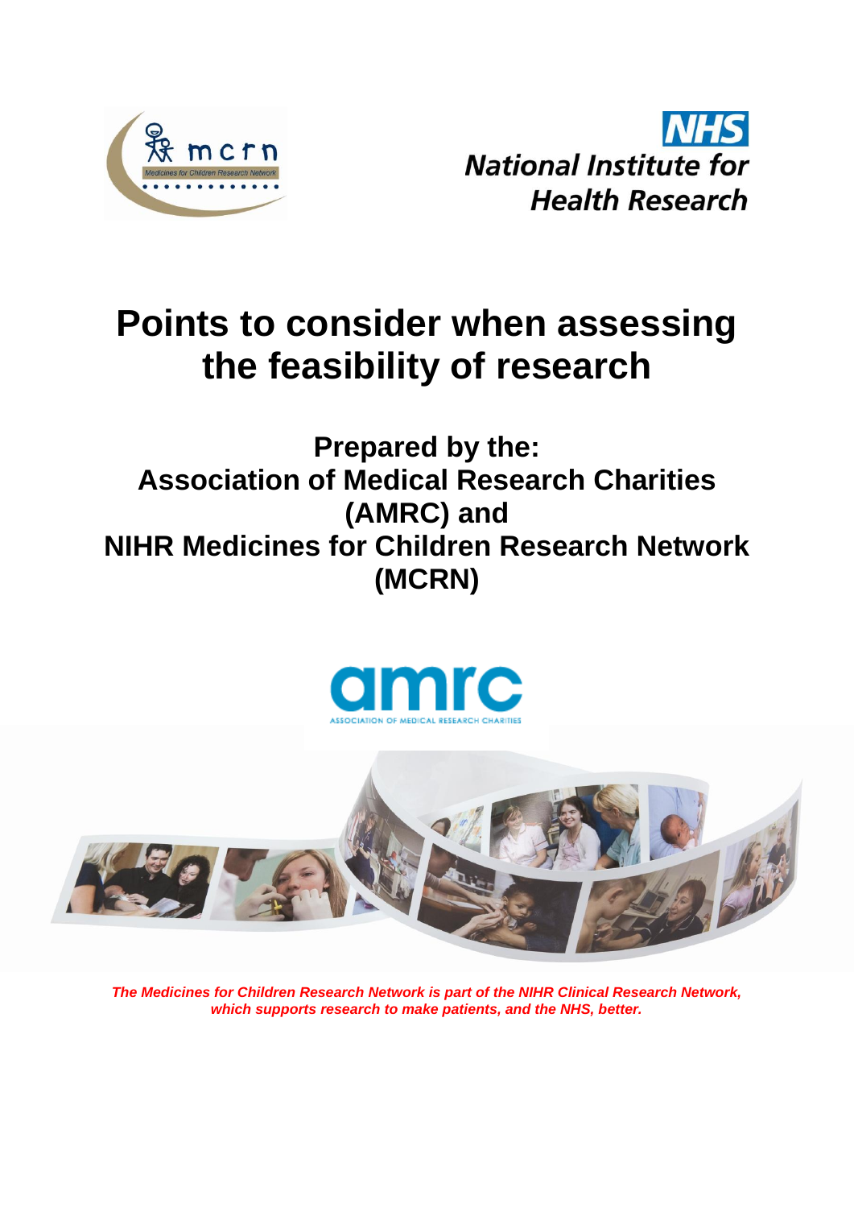# Points to consider when assessing the feasibility of research

## Prepared by the:
## Association of Medical Research Charities (AMRC) and
## NIHR Medicines for Children Research Network (MCRN)

***The Medicines for Children Research Network is part of the NIHR Clinical Research Network, which supports research to make patients, and the NHS, better.***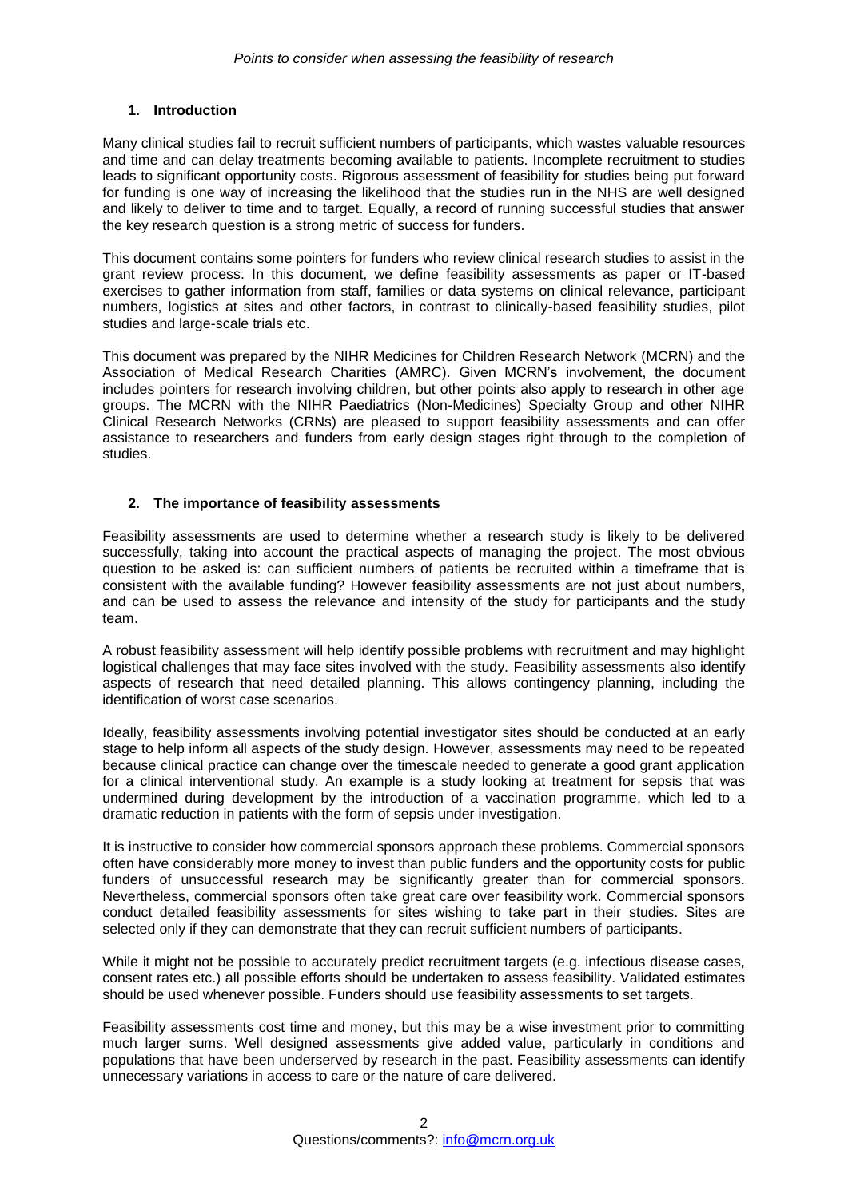## 1. Introduction

Many clinical studies fail to recruit sufficient numbers of participants, which wastes valuable resources and time and can delay treatments becoming available to patients. Incomplete recruitment to studies leads to significant opportunity costs. Rigorous assessment of feasibility for studies being put forward for funding is one way of increasing the likelihood that the studies run in the NHS are well designed and likely to deliver to time and to target. Equally, a record of running successful studies that answer the key research question is a strong metric of success for funders.

This document contains some pointers for funders who review clinical research studies to assist in the grant review process. In this document, we define feasibility assessments as paper or IT-based exercises to gather information from staff, families or data systems on clinical relevance, participant numbers, logistics at sites and other factors, in contrast to clinically-based feasibility studies, pilot studies and large-scale trials etc.

This document was prepared by the NIHR Medicines for Children Research Network (MCRN) and the Association of Medical Research Charities (AMRC). Given MCRN's involvement, the document includes pointers for research involving children, but other points also apply to research in other age groups. The MCRN with the NIHR Paediatrics (Non-Medicines) Specialty Group and other NIHR Clinical Research Networks (CRNs) are pleased to support feasibility assessments and can offer assistance to researchers and funders from early design stages right through to the completion of studies.

## 2. The importance of feasibility assessments

Feasibility assessments are used to determine whether a research study is likely to be delivered successfully, taking into account the practical aspects of managing the project. The most obvious question to be asked is: can sufficient numbers of patients be recruited within a timeframe that is consistent with the available funding? However feasibility assessments are not just about numbers, and can be used to assess the relevance and intensity of the study for participants and the study team.

A robust feasibility assessment will help identify possible problems with recruitment and may highlight logistical challenges that may face sites involved with the study. Feasibility assessments also identify aspects of research that need detailed planning. This allows contingency planning, including the identification of worst case scenarios.

Ideally, feasibility assessments involving potential investigator sites should be conducted at an early stage to help inform all aspects of the study design. However, assessments may need to be repeated because clinical practice can change over the timescale needed to generate a good grant application for a clinical interventional study. An example is a study looking at treatment for sepsis that was undermined during development by the introduction of a vaccination programme, which led to a dramatic reduction in patients with the form of sepsis under investigation.

It is instructive to consider how commercial sponsors approach these problems. Commercial sponsors often have considerably more money to invest than public funders and the opportunity costs for public funders of unsuccessful research may be significantly greater than for commercial sponsors. Nevertheless, commercial sponsors often take great care over feasibility work. Commercial sponsors conduct detailed feasibility assessments for sites wishing to take part in their studies. Sites are selected only if they can demonstrate that they can recruit sufficient numbers of participants.

While it might not be possible to accurately predict recruitment targets (e.g. infectious disease cases, consent rates etc.) all possible efforts should be undertaken to assess feasibility. Validated estimates should be used whenever possible. Funders should use feasibility assessments to set targets.

Feasibility assessments cost time and money, but this may be a wise investment prior to committing much larger sums. Well designed assessments give added value, particularly in conditions and populations that have been underserved by research in the past. Feasibility assessments can identify unnecessary variations in access to care or the nature of care delivered.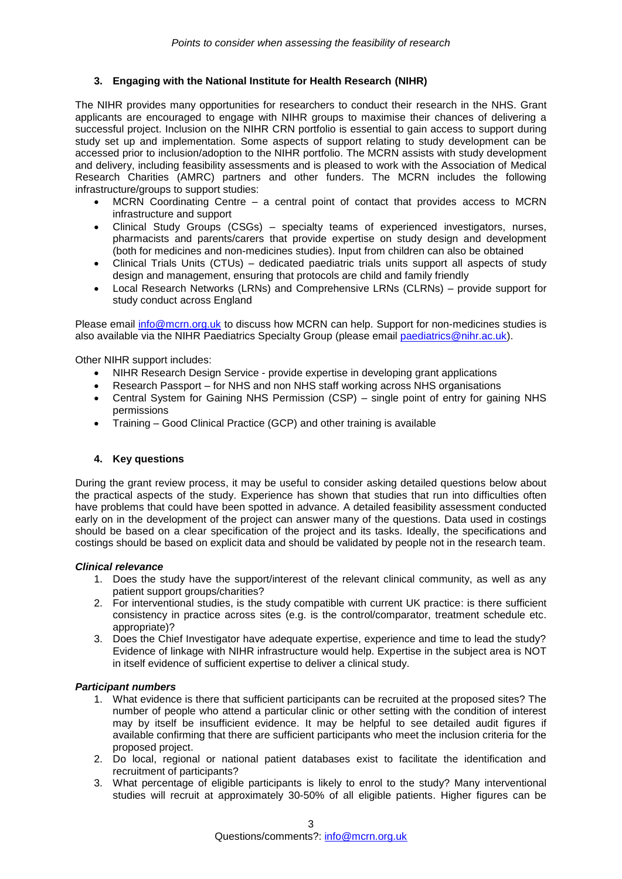## 3. Engaging with the National Institute for Health Research (NIHR)

The NIHR provides many opportunities for researchers to conduct their research in the NHS. Grant applicants are encouraged to engage with NIHR groups to maximise their chances of delivering a successful project. Inclusion on the NIHR CRN portfolio is essential to gain access to support during study set up and implementation. Some aspects of support relating to study development can be accessed prior to inclusion/adoption to the NIHR portfolio. The MCRN assists with study development and delivery, including feasibility assessments and is pleased to work with the Association of Medical Research Charities (AMRC) partners and other funders. The MCRN includes the following infrastructure/groups to support studies:

- MCRN Coordinating Centre – a central point of contact that provides access to MCRN infrastructure and support
- Clinical Study Groups (CSGs) – specialty teams of experienced investigators, nurses, pharmacists and parents/carers that provide expertise on study design and development (both for medicines and non-medicines studies). Input from children can also be obtained
- Clinical Trials Units (CTUs) – dedicated paediatric trials units support all aspects of study design and management, ensuring that protocols are child and family friendly
- Local Research Networks (LRNs) and Comprehensive LRNs (CLRNs) – provide support for study conduct across England

Please email info@mcrn.org.uk to discuss how MCRN can help. Support for non-medicines studies is also available via the NIHR Paediatrics Specialty Group (please email paediatrics@nihr.ac.uk).

Other NIHR support includes:

- NIHR Research Design Service - provide expertise in developing grant applications
- Research Passport – for NHS and non NHS staff working across NHS organisations
- Central System for Gaining NHS Permission (CSP) – single point of entry for gaining NHS permissions
- Training – Good Clinical Practice (GCP) and other training is available

## 4. Key questions

During the grant review process, it may be useful to consider asking detailed questions below about the practical aspects of the study. Experience has shown that studies that run into difficulties often have problems that could have been spotted in advance. A detailed feasibility assessment conducted early on in the development of the project can answer many of the questions. Data used in costings should be based on a clear specification of the project and its tasks. Ideally, the specifications and costings should be based on explicit data and should be validated by people not in the research team.

***Clinical relevance***

1. Does the study have the support/interest of the relevant clinical community, as well as any patient support groups/charities?
2. For interventional studies, is the study compatible with current UK practice: is there sufficient consistency in practice across sites (e.g. is the control/comparator, treatment schedule etc. appropriate)?
3. Does the Chief Investigator have adequate expertise, experience and time to lead the study? Evidence of linkage with NIHR infrastructure would help. Expertise in the subject area is NOT in itself evidence of sufficient expertise to deliver a clinical study.

***Participant numbers***

1. What evidence is there that sufficient participants can be recruited at the proposed sites? The number of people who attend a particular clinic or other setting with the condition of interest may by itself be insufficient evidence. It may be helpful to see detailed audit figures if available confirming that there are sufficient participants who meet the inclusion criteria for the proposed project.
2. Do local, regional or national patient databases exist to facilitate the identification and recruitment of participants?
3. What percentage of eligible participants is likely to enrol to the study? Many interventional studies will recruit at approximately 30-50% of all eligible patients. Higher figures can be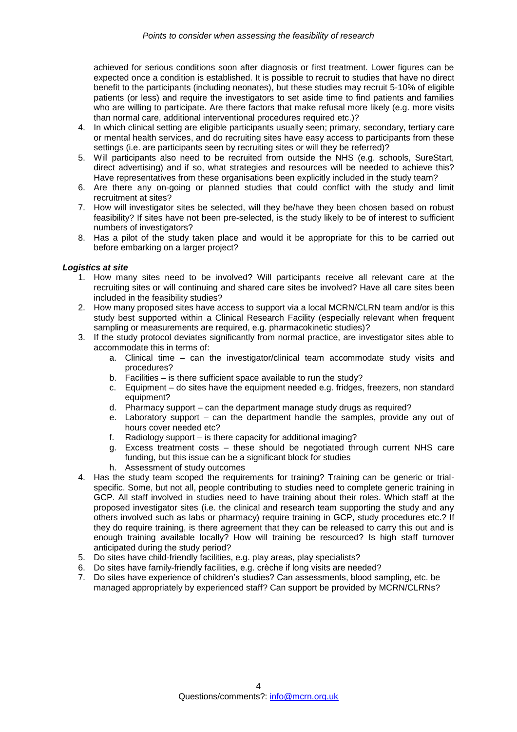achieved for serious conditions soon after diagnosis or first treatment. Lower figures can be expected once a condition is established. It is possible to recruit to studies that have no direct benefit to the participants (including neonates), but these studies may recruit 5-10% of eligible patients (or less) and require the investigators to set aside time to find patients and families who are willing to participate. Are there factors that make refusal more likely (e.g. more visits than normal care, additional interventional procedures required etc.)?

4. In which clinical setting are eligible participants usually seen; primary, secondary, tertiary care or mental health services, and do recruiting sites have easy access to participants from these settings (i.e. are participants seen by recruiting sites or will they be referred)?
5. Will participants also need to be recruited from outside the NHS (e.g. schools, SureStart, direct advertising) and if so, what strategies and resources will be needed to achieve this? Have representatives from these organisations been explicitly included in the study team?
6. Are there any on-going or planned studies that could conflict with the study and limit recruitment at sites?
7. How will investigator sites be selected, will they be/have they been chosen based on robust feasibility? If sites have not been pre-selected, is the study likely to be of interest to sufficient numbers of investigators?
8. Has a pilot of the study taken place and would it be appropriate for this to be carried out before embarking on a larger project?

***Logistics at site***

1. How many sites need to be involved? Will participants receive all relevant care at the recruiting sites or will continuing and shared care sites be involved? Have all care sites been included in the feasibility studies?
2. How many proposed sites have access to support via a local MCRN/CLRN team and/or is this study best supported within a Clinical Research Facility (especially relevant when frequent sampling or measurements are required, e.g. pharmacokinetic studies)?
3. If the study protocol deviates significantly from normal practice, are investigator sites able to accommodate this in terms of:
    a. Clinical time – can the investigator/clinical team accommodate study visits and procedures?
    b. Facilities – is there sufficient space available to run the study?
    c. Equipment – do sites have the equipment needed e.g. fridges, freezers, non standard equipment?
    d. Pharmacy support – can the department manage study drugs as required?
    e. Laboratory support – can the department handle the samples, provide any out of hours cover needed etc?
    f. Radiology support – is there capacity for additional imaging?
    g. Excess treatment costs – these should be negotiated through current NHS care funding, but this issue can be a significant block for studies
    h. Assessment of study outcomes
4. Has the study team scoped the requirements for training? Training can be generic or trial-specific. Some, but not all, people contributing to studies need to complete generic training in GCP. All staff involved in studies need to have training about their roles. Which staff at the proposed investigator sites (i.e. the clinical and research team supporting the study and any others involved such as labs or pharmacy) require training in GCP, study procedures etc.? If they do require training, is there agreement that they can be released to carry this out and is enough training available locally? How will training be resourced? Is high staff turnover anticipated during the study period?
5. Do sites have child-friendly facilities, e.g. play areas, play specialists?
6. Do sites have family-friendly facilities, e.g. crèche if long visits are needed?
7. Do sites have experience of children's studies? Can assessments, blood sampling, etc. be managed appropriately by experienced staff? Can support be provided by MCRN/CLRNs?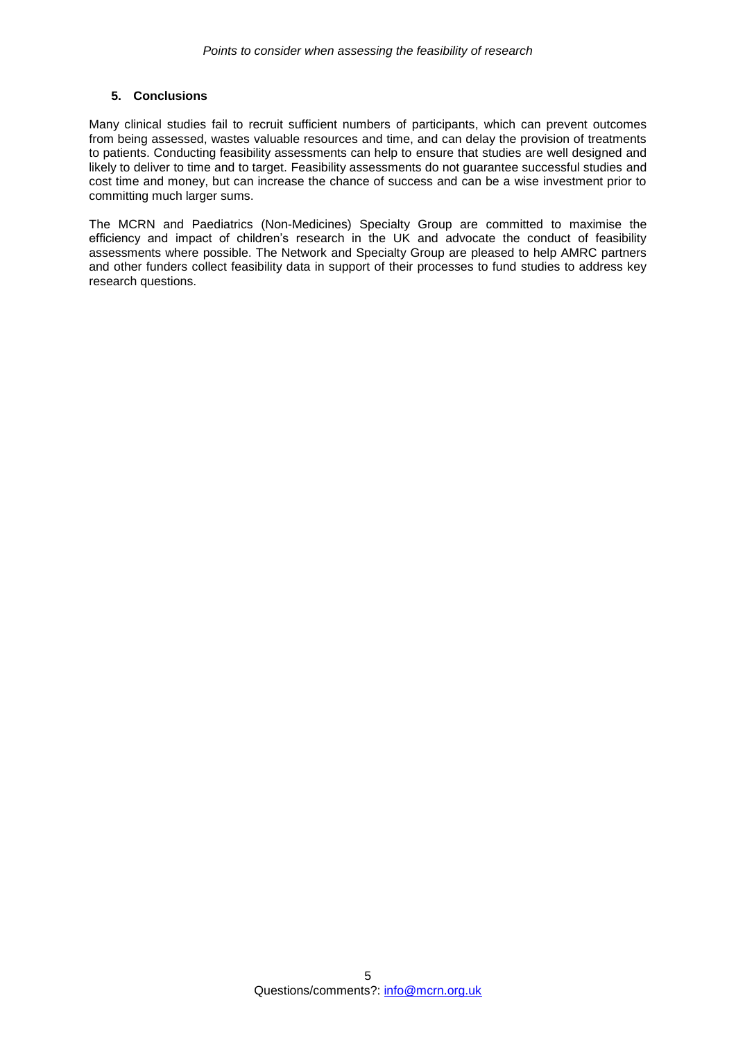## 5. Conclusions

Many clinical studies fail to recruit sufficient numbers of participants, which can prevent outcomes from being assessed, wastes valuable resources and time, and can delay the provision of treatments to patients. Conducting feasibility assessments can help to ensure that studies are well designed and likely to deliver to time and to target. Feasibility assessments do not guarantee successful studies and cost time and money, but can increase the chance of success and can be a wise investment prior to committing much larger sums.

The MCRN and Paediatrics (Non-Medicines) Specialty Group are committed to maximise the efficiency and impact of children's research in the UK and advocate the conduct of feasibility assessments where possible. The Network and Specialty Group are pleased to help AMRC partners and other funders collect feasibility data in support of their processes to fund studies to address key research questions.